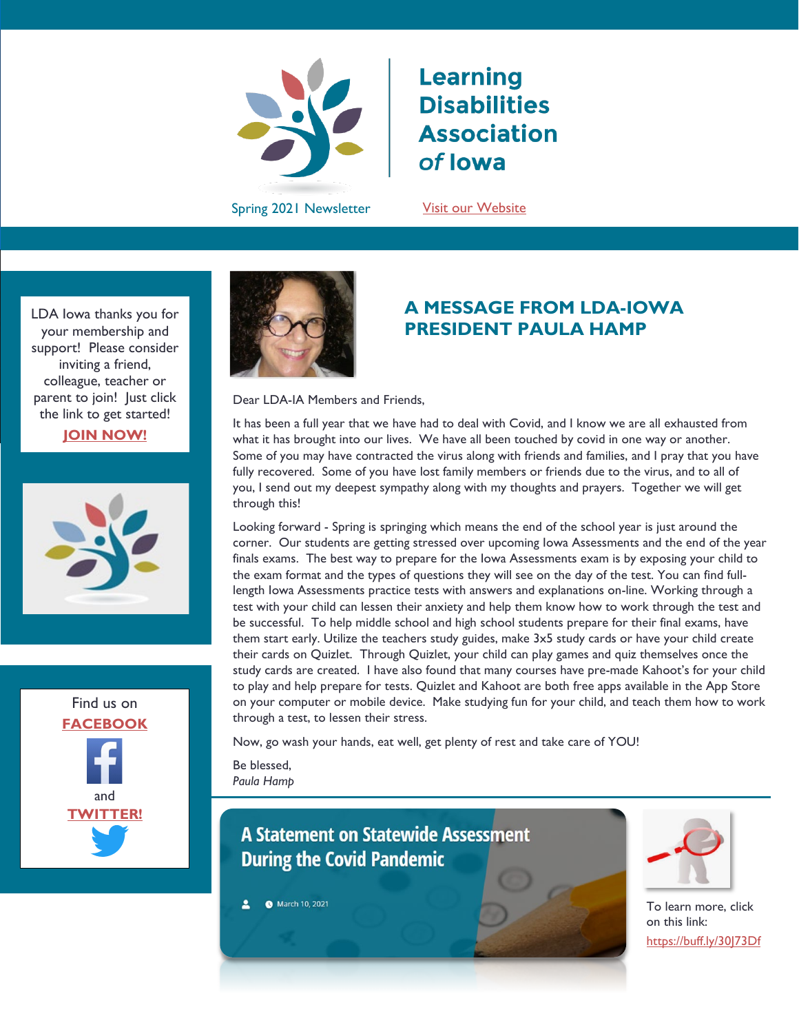# Learning Disabilities Association *of* Iowa

Spring 2021 Newsletter

Visit our Website

LDA Iowa thanks you for your membership and support! Please consider inviting a friend, colleague, teacher or parent to join! Just click the link to get started!

**JOIN NOW!**

Find us on **FACEBOOK** and **TWITTER!**

## A MESSAGE FROM LDA-IOWA PRESIDENT PAULA HAMP

Dear LDA-IA Members and Friends,

It has been a full year that we have had to deal with Covid, and I know we are all exhausted from what it has brought into our lives. We have all been touched by covid in one way or another. Some of you may have contracted the virus along with friends and families, and I pray that you have fully recovered. Some of you have lost family members or friends due to the virus, and to all of you, I send out my deepest sympathy along with my thoughts and prayers. Together we will get through this!

Looking forward - Spring is springing which means the end of the school year is just around the corner. Our students are getting stressed over upcoming Iowa Assessments and the end of the year finals exams. The best way to prepare for the Iowa Assessments exam is by exposing your child to the exam format and the types of questions they will see on the day of the test. You can find full-length Iowa Assessments practice tests with answers and explanations on-line. Working through a test with your child can lessen their anxiety and help them know how to work through the test and be successful. To help middle school and high school students prepare for their final exams, have them start early. Utilize the teachers study guides, make 3x5 study cards or have your child create their cards on Quizlet. Through Quizlet, your child can play games and quiz themselves once the study cards are created. I have also found that many courses have pre-made Kahoot's for your child to play and help prepare for tests. Quizlet and Kahoot are both free apps available in the App Store on your computer or mobile device. Make studying fun for your child, and teach them how to work through a test, to lessen their stress.

Now, go wash your hands, eat well, get plenty of rest and take care of YOU!

Be blessed,
*Paula Hamp*

## A Statement on Statewide Assessment During the Covid Pandemic

March 10, 2021

To learn more, click on this link: https://buff.ly/30J73Df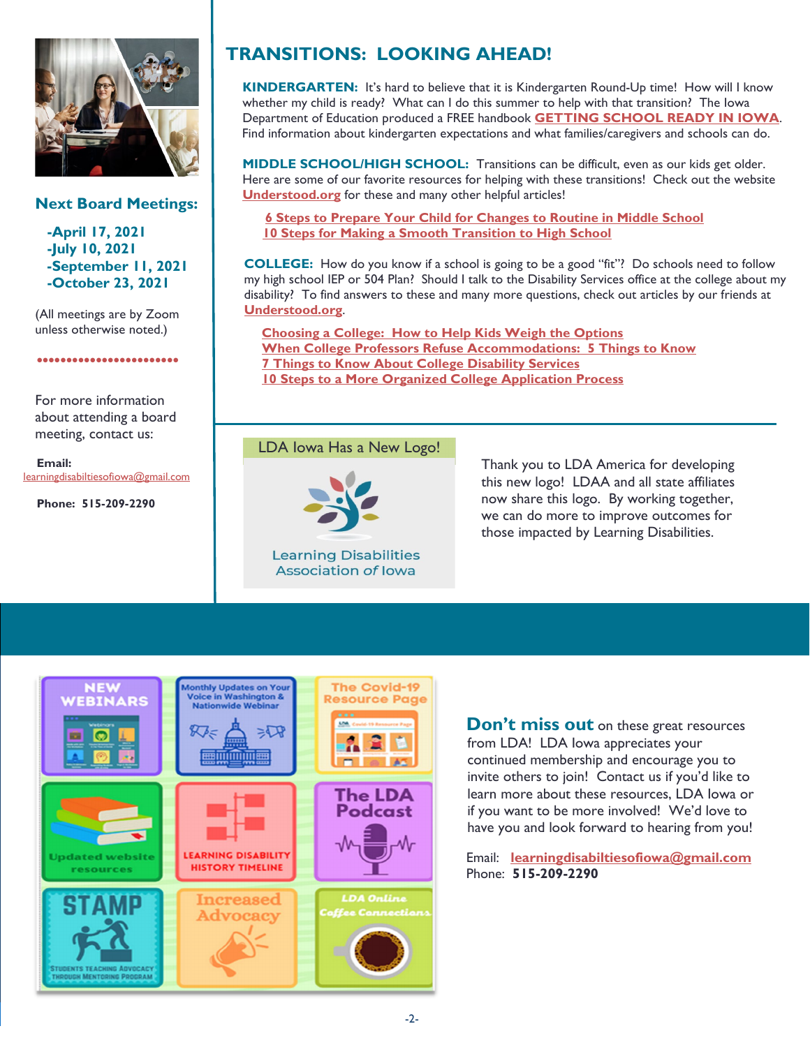## Next Board Meetings:

- -April 17, 2021
- -July 10, 2021
- -September 11, 2021
- -October 23, 2021

(All meetings are by Zoom unless otherwise noted.)

For more information about attending a board meeting, contact us:

**Email:** learningdisabiltiesofiowa@gmail.com

**Phone: 515-209-2290**

# TRANSITIONS: LOOKING AHEAD!

**KINDERGARTEN:** It's hard to believe that it is Kindergarten Round-Up time! How will I know whether my child is ready? What can I do this summer to help with that transition? The Iowa Department of Education produced a FREE handbook **GETTING SCHOOL READY IN IOWA**. Find information about kindergarten expectations and what families/caregivers and schools can do.

**MIDDLE SCHOOL/HIGH SCHOOL:** Transitions can be difficult, even as our kids get older. Here are some of our favorite resources for helping with these transitions! Check out the website **Understood.org** for these and many other helpful articles!

- **6 Steps to Prepare Your Child for Changes to Routine in Middle School**
- **10 Steps for Making a Smooth Transition to High School**

**COLLEGE:** How do you know if a school is going to be a good "fit"? Do schools need to follow my high school IEP or 504 Plan? Should I talk to the Disability Services office at the college about my disability? To find answers to these and many more questions, check out articles by our friends at **Understood.org**.

- **Choosing a College: How to Help Kids Weigh the Options**
- **When College Professors Refuse Accommodations: 5 Things to Know**
- **7 Things to Know About College Disability Services**
- **10 Steps to a More Organized College Application Process**

## LDA Iowa Has a New Logo!

Learning Disabilities Association of Iowa

Thank you to LDA America for developing this new logo! LDAA and all state affiliates now share this logo. By working together, we can do more to improve outcomes for those impacted by Learning Disabilities.

NEW WEBINARS | Monthly Updates on Your Voice in Washington & Nationwide Webinar | The Covid-19 Resource Page | Updated website resources | LEARNING DISABILITY HISTORY TIMELINE | The LDA Podcast | STAMP – Students Teaching Advocacy Through Mentoring Program | Increased Advocacy | LDA Online Coffee Connections

**Don't miss out** on these great resources from LDA! LDA Iowa appreciates your continued membership and encourage you to invite others to join! Contact us if you'd like to learn more about these resources, LDA Iowa or if you want to be more involved! We'd love to have you and look forward to hearing from you!

Email: **learningdisabiltiesofiowa@gmail.com**
Phone: **515-209-2290**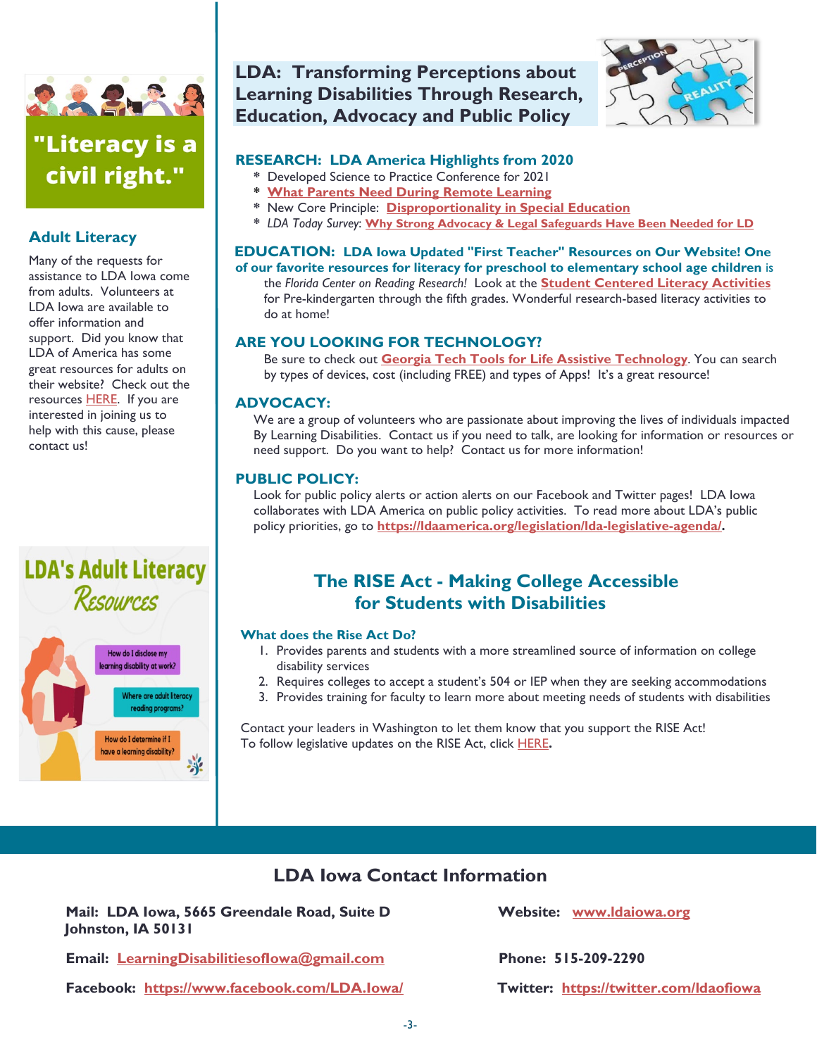## "Literacy is a civil right."

### Adult Literacy

Many of the requests for assistance to LDA Iowa come from adults. Volunteers at LDA Iowa are available to offer information and support. Did you know that LDA of America has some great resources for adults on their website? Check out the resources HERE. If you are interested in joining us to help with this cause, please contact us!

LDA's Adult Literacy Resources

How do I disclose my learning disability at work?

Where are adult literacy reading programs?

How do I determine if I have a learning disability?

## LDA: Transforming Perceptions about Learning Disabilities Through Research, Education, Advocacy and Public Policy

### RESEARCH: LDA America Highlights from 2020

* Developed Science to Practice Conference for 2021
* **What Parents Need During Remote Learning**
* New Core Principle: **Disproportionality in Special Education**
* *LDA Today Survey*: **Why Strong Advocacy & Legal Safeguards Have Been Needed for LD**

### EDUCATION: LDA Iowa Updated "First Teacher" Resources on Our Website! One of our favorite resources for literacy for preschool to elementary school age children is

the *Florida Center on Reading Research!* Look at the **Student Centered Literacy Activities** for Pre-kindergarten through the fifth grades. Wonderful research-based literacy activities to do at home!

### ARE YOU LOOKING FOR TECHNOLOGY?

Be sure to check out **Georgia Tech Tools for Life Assistive Technology**. You can search by types of devices, cost (including FREE) and types of Apps! It's a great resource!

### ADVOCACY:

We are a group of volunteers who are passionate about improving the lives of individuals impacted By Learning Disabilities. Contact us if you need to talk, are looking for information or resources or need support. Do you want to help? Contact us for more information!

### PUBLIC POLICY:

Look for public policy alerts or action alerts on our Facebook and Twitter pages! LDA Iowa collaborates with LDA America on public policy activities. To read more about LDA's public policy priorities, go to **https://ldaamerica.org/legislation/lda-legislative-agenda/.**

## The RISE Act - Making College Accessible for Students with Disabilities

### What does the Rise Act Do?

1. Provides parents and students with a more streamlined source of information on college disability services
2. Requires colleges to accept a student's 504 or IEP when they are seeking accommodations
3. Provides training for faculty to learn more about meeting needs of students with disabilities

Contact your leaders in Washington to let them know that you support the RISE Act!
To follow legislative updates on the RISE Act, click HERE**.**

## LDA Iowa Contact Information

**Mail: LDA Iowa, 5665 Greendale Road, Suite D Johnston, IA 50131**

**Email: LearningDisabilitiesofIowa@gmail.com**

**Facebook: https://www.facebook.com/LDA.Iowa/**

**Website: www.ldaiowa.org**

**Phone: 515-209-2290**

**Twitter: https://twitter.com/ldaofiowa**